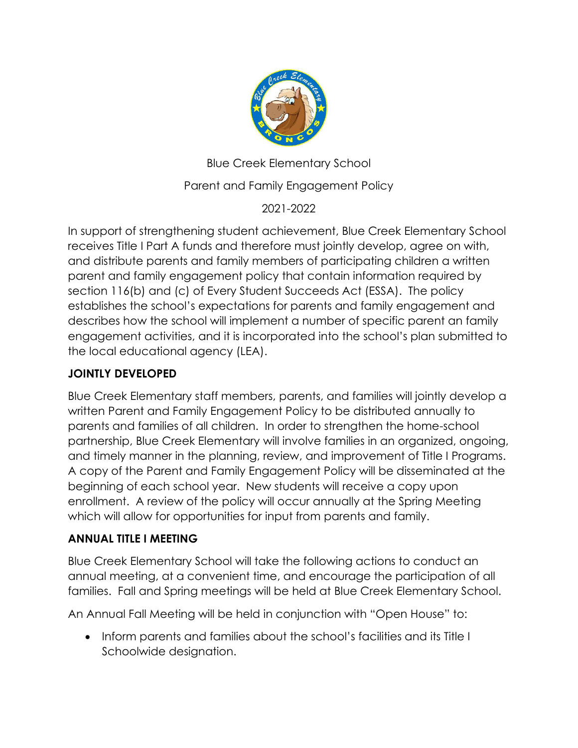Blue Creek Elementary School

Parent and Family Engagement Policy

2021-2022

In support of strengthening student achievement, Blue Creek Elementary School receives Title I Part A funds and therefore must jointly develop, agree on with, and distribute parents and family members of participating children a written parent and family engagement policy that contain information required by section 116(b) and (c) of Every Student Succeeds Act (ESSA). The policy establishes the school's expectations for parents and family engagement and describes how the school will implement a number of specific parent an family engagement activities, and it is incorporated into the school's plan submitted to the local educational agency (LEA).

## JOINTLY DEVELOPED

Blue Creek Elementary staff members, parents, and families will jointly develop a written Parent and Family Engagement Policy to be distributed annually to parents and families of all children. In order to strengthen the home-school partnership, Blue Creek Elementary will involve families in an organized, ongoing, and timely manner in the planning, review, and improvement of Title I Programs. A copy of the Parent and Family Engagement Policy will be disseminated at the beginning of each school year. New students will receive a copy upon enrollment. A review of the policy will occur annually at the Spring Meeting which will allow for opportunities for input from parents and family.

## ANNUAL TITLE I MEETING

Blue Creek Elementary School will take the following actions to conduct an annual meeting, at a convenient time, and encourage the participation of all families. Fall and Spring meetings will be held at Blue Creek Elementary School.

An Annual Fall Meeting will be held in conjunction with "Open House" to:

- Inform parents and families about the school's facilities and its Title I Schoolwide designation.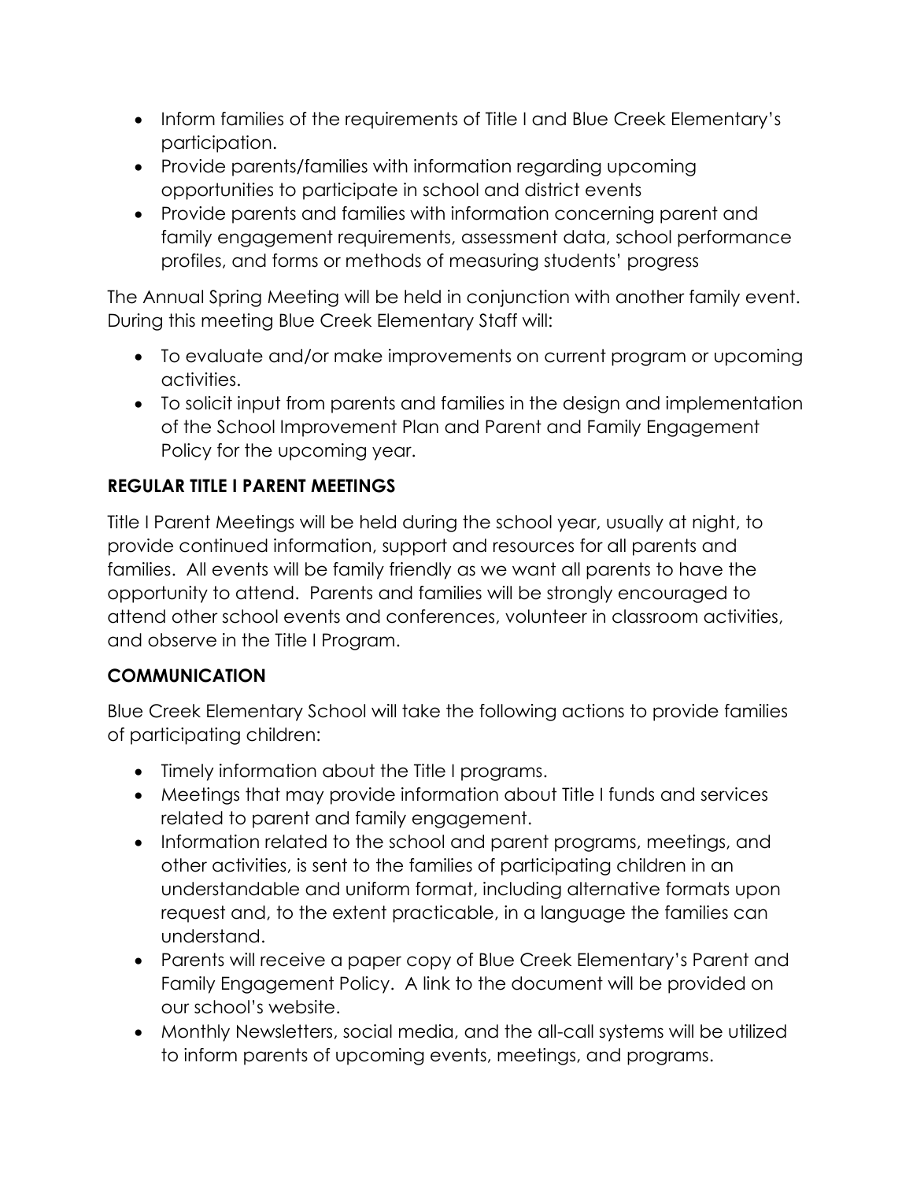- Inform families of the requirements of Title I and Blue Creek Elementary's participation.
- Provide parents/families with information regarding upcoming opportunities to participate in school and district events
- Provide parents and families with information concerning parent and family engagement requirements, assessment data, school performance profiles, and forms or methods of measuring students' progress

The Annual Spring Meeting will be held in conjunction with another family event. During this meeting Blue Creek Elementary Staff will:

- To evaluate and/or make improvements on current program or upcoming activities.
- To solicit input from parents and families in the design and implementation of the School Improvement Plan and Parent and Family Engagement Policy for the upcoming year.

**REGULAR TITLE I PARENT MEETINGS**

Title I Parent Meetings will be held during the school year, usually at night, to provide continued information, support and resources for all parents and families. All events will be family friendly as we want all parents to have the opportunity to attend. Parents and families will be strongly encouraged to attend other school events and conferences, volunteer in classroom activities, and observe in the Title I Program.

**COMMUNICATION**

Blue Creek Elementary School will take the following actions to provide families of participating children:

- Timely information about the Title I programs.
- Meetings that may provide information about Title I funds and services related to parent and family engagement.
- Information related to the school and parent programs, meetings, and other activities, is sent to the families of participating children in an understandable and uniform format, including alternative formats upon request and, to the extent practicable, in a language the families can understand.
- Parents will receive a paper copy of Blue Creek Elementary's Parent and Family Engagement Policy. A link to the document will be provided on our school's website.
- Monthly Newsletters, social media, and the all-call systems will be utilized to inform parents of upcoming events, meetings, and programs.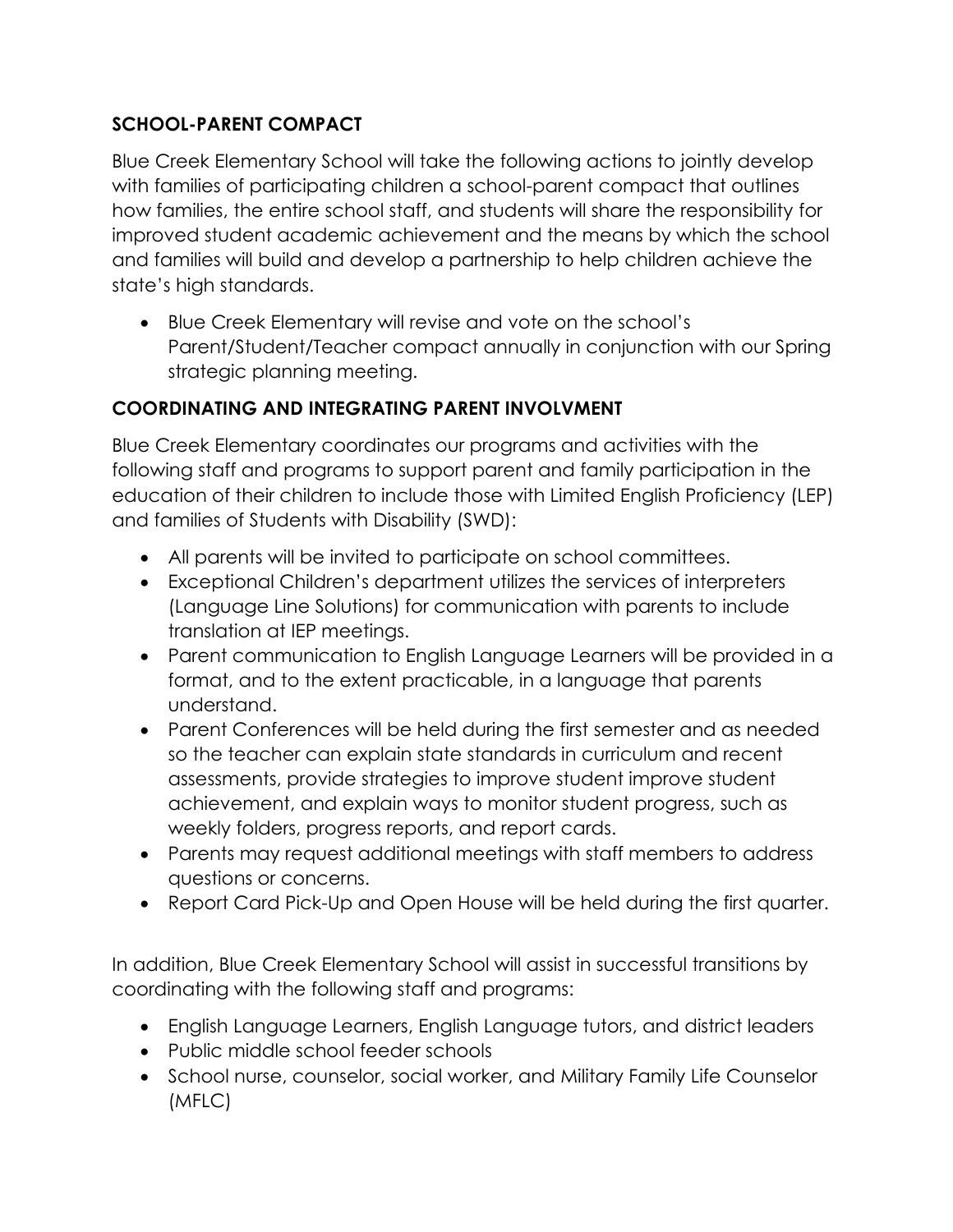**SCHOOL-PARENT COMPACT**

Blue Creek Elementary School will take the following actions to jointly develop with families of participating children a school-parent compact that outlines how families, the entire school staff, and students will share the responsibility for improved student academic achievement and the means by which the school and families will build and develop a partnership to help children achieve the state's high standards.

- Blue Creek Elementary will revise and vote on the school's Parent/Student/Teacher compact annually in conjunction with our Spring strategic planning meeting.

**COORDINATING AND INTEGRATING PARENT INVOLVMENT**

Blue Creek Elementary coordinates our programs and activities with the following staff and programs to support parent and family participation in the education of their children to include those with Limited English Proficiency (LEP) and families of Students with Disability (SWD):

- All parents will be invited to participate on school committees.
- Exceptional Children's department utilizes the services of interpreters (Language Line Solutions) for communication with parents to include translation at IEP meetings.
- Parent communication to English Language Learners will be provided in a format, and to the extent practicable, in a language that parents understand.
- Parent Conferences will be held during the first semester and as needed so the teacher can explain state standards in curriculum and recent assessments, provide strategies to improve student improve student achievement, and explain ways to monitor student progress, such as weekly folders, progress reports, and report cards.
- Parents may request additional meetings with staff members to address questions or concerns.
- Report Card Pick-Up and Open House will be held during the first quarter.

In addition, Blue Creek Elementary School will assist in successful transitions by coordinating with the following staff and programs:

- English Language Learners, English Language tutors, and district leaders
- Public middle school feeder schools
- School nurse, counselor, social worker, and Military Family Life Counselor (MFLC)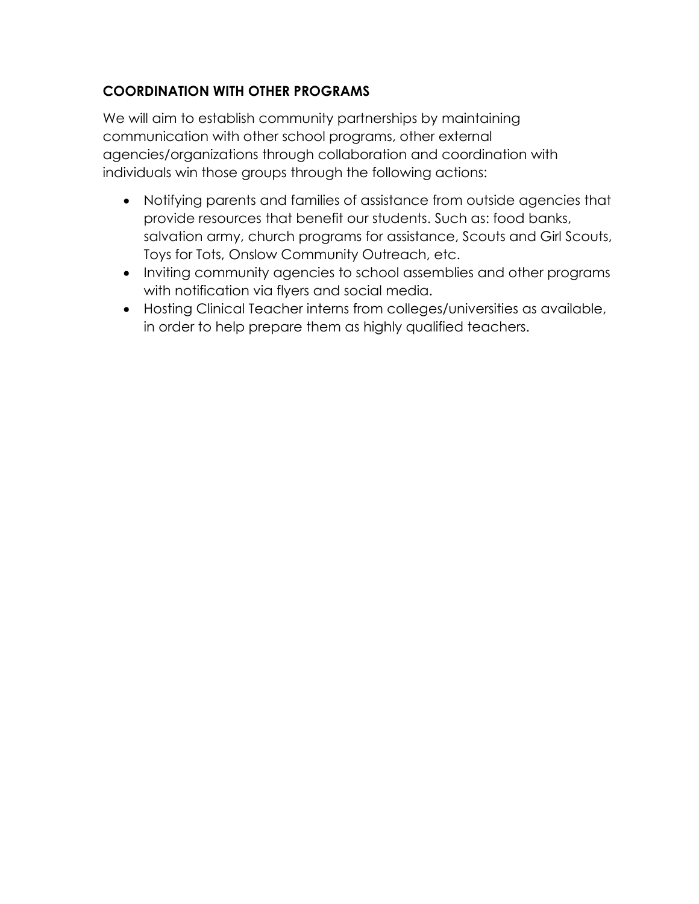**COORDINATION WITH OTHER PROGRAMS**

We will aim to establish community partnerships by maintaining communication with other school programs, other external agencies/organizations through collaboration and coordination with individuals win those groups through the following actions:

- Notifying parents and families of assistance from outside agencies that provide resources that benefit our students. Such as: food banks, salvation army, church programs for assistance, Scouts and Girl Scouts, Toys for Tots, Onslow Community Outreach, etc.
- Inviting community agencies to school assemblies and other programs with notification via flyers and social media.
- Hosting Clinical Teacher interns from colleges/universities as available, in order to help prepare them as highly qualified teachers.